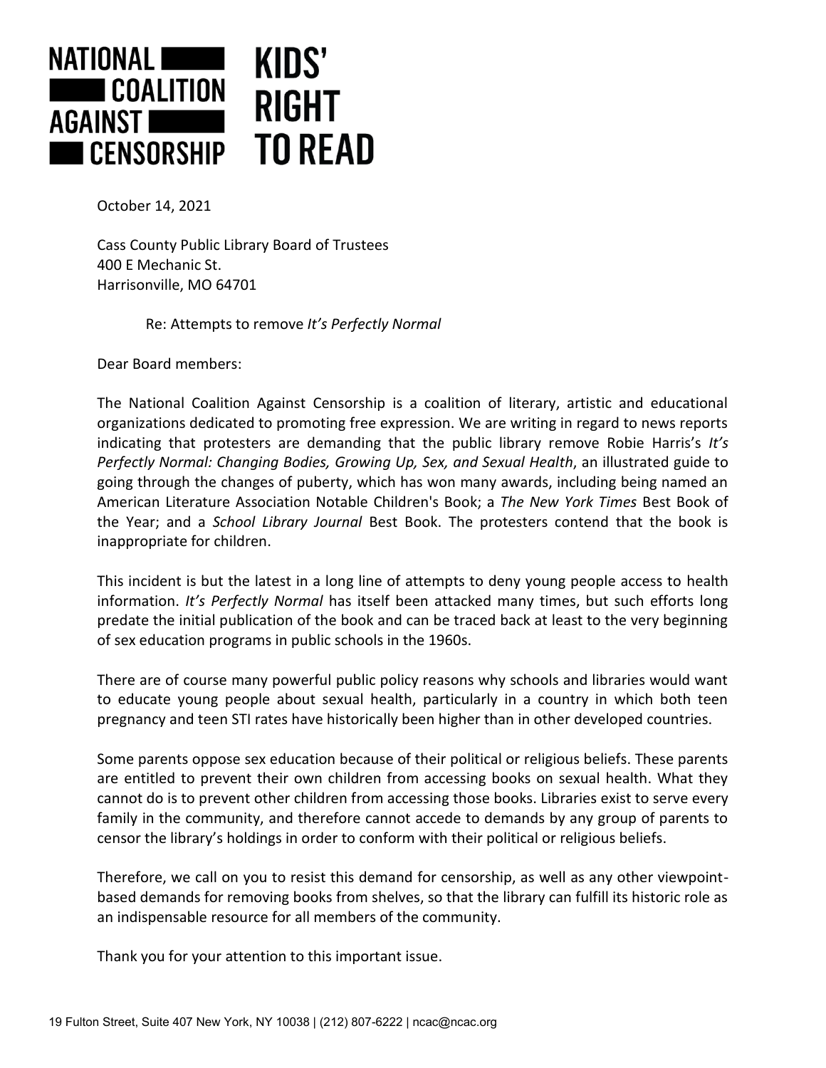NATIONAL COALITION AGAINST CENSORSHIP

KIDS' RIGHT TO READ

October 14, 2021

Cass County Public Library Board of Trustees
400 E Mechanic St.
Harrisonville, MO 64701

Re: Attempts to remove *It's Perfectly Normal*

Dear Board members:

The National Coalition Against Censorship is a coalition of literary, artistic and educational organizations dedicated to promoting free expression. We are writing in regard to news reports indicating that protesters are demanding that the public library remove Robie Harris's *It's Perfectly Normal: Changing Bodies, Growing Up, Sex, and Sexual Health*, an illustrated guide to going through the changes of puberty, which has won many awards, including being named an American Literature Association Notable Children's Book; a *The New York Times* Best Book of the Year; and a *School Library Journal* Best Book. The protesters contend that the book is inappropriate for children.

This incident is but the latest in a long line of attempts to deny young people access to health information. *It's Perfectly Normal* has itself been attacked many times, but such efforts long predate the initial publication of the book and can be traced back at least to the very beginning of sex education programs in public schools in the 1960s.

There are of course many powerful public policy reasons why schools and libraries would want to educate young people about sexual health, particularly in a country in which both teen pregnancy and teen STI rates have historically been higher than in other developed countries.

Some parents oppose sex education because of their political or religious beliefs. These parents are entitled to prevent their own children from accessing books on sexual health. What they cannot do is to prevent other children from accessing those books. Libraries exist to serve every family in the community, and therefore cannot accede to demands by any group of parents to censor the library's holdings in order to conform with their political or religious beliefs.

Therefore, we call on you to resist this demand for censorship, as well as any other viewpoint-based demands for removing books from shelves, so that the library can fulfill its historic role as an indispensable resource for all members of the community.

Thank you for your attention to this important issue.

19 Fulton Street, Suite 407 New York, NY 10038 | (212) 807-6222 | ncac@ncac.org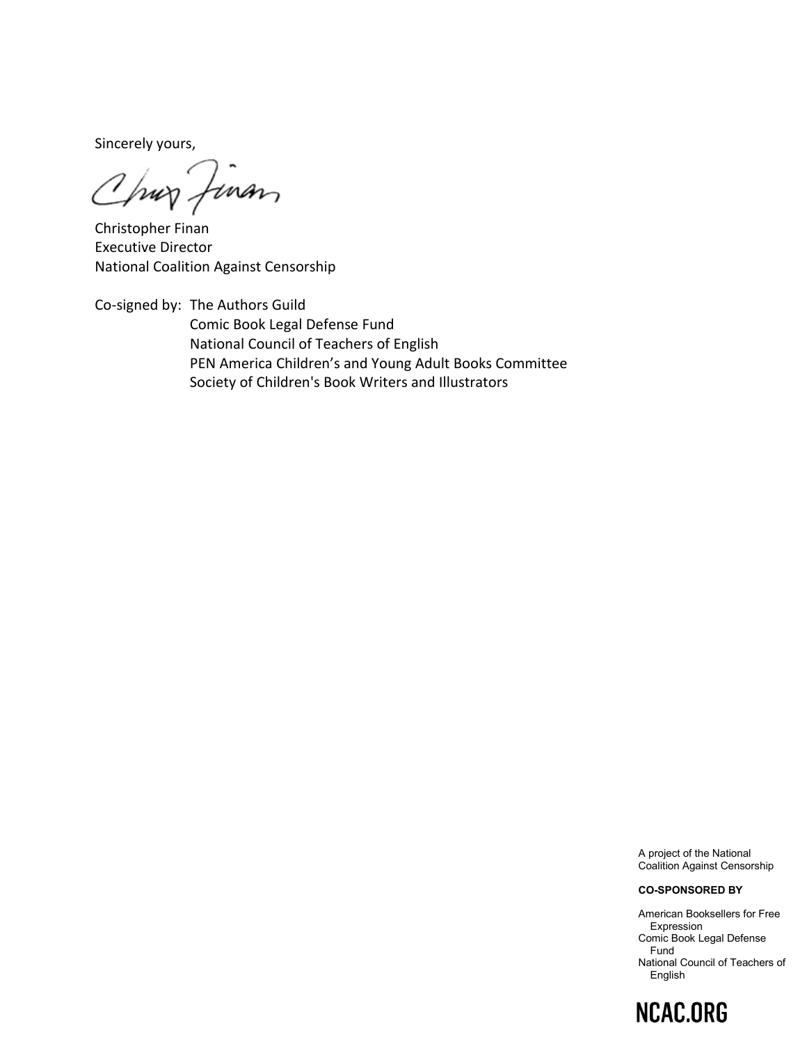Sincerely yours,

Christopher Finan
Executive Director
National Coalition Against Censorship

Co-signed by: The Authors Guild
Comic Book Legal Defense Fund
National Council of Teachers of English
PEN America Children's and Young Adult Books Committee
Society of Children's Book Writers and Illustrators

A project of the National Coalition Against Censorship

**CO-SPONSORED BY**

American Booksellers for Free Expression
Comic Book Legal Defense Fund
National Council of Teachers of English

**NCAC.ORG**